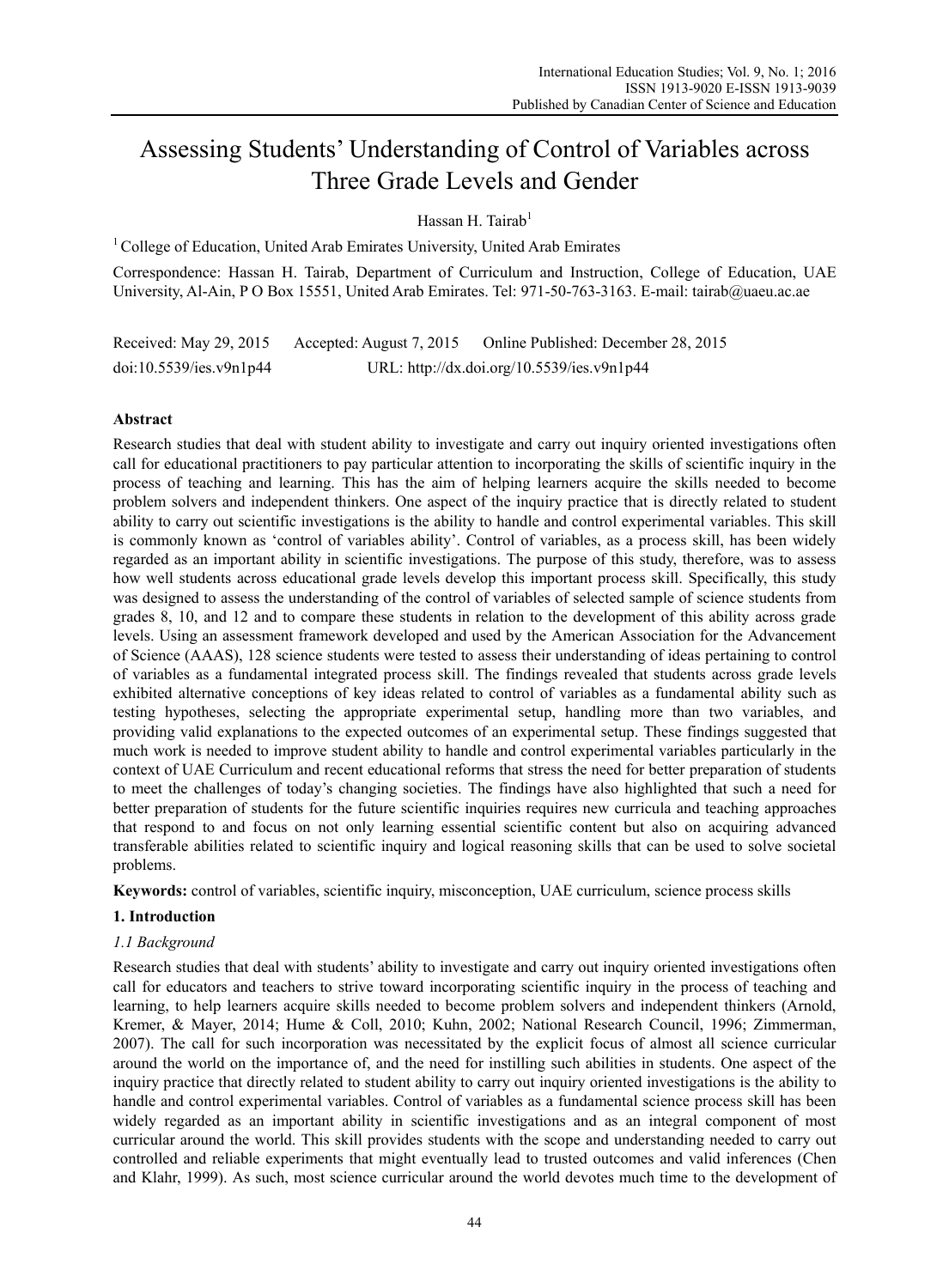# Assessing Students' Understanding of Control of Variables across Three Grade Levels and Gender

Hassan H. Tairab[1]

[1] College of Education, United Arab Emirates University, United Arab Emirates

Correspondence: Hassan H. Tairab, Department of Curriculum and Instruction, College of Education, UAE University, Al-Ain, P O Box 15551, United Arab Emirates. Tel: 971-50-763-3163. E-mail: tairab@uaeu.ac.ae

Received: May 29, 2015 Accepted: August 7, 2015 Online Published: December 28, 2015

doi:10.5539/ies.v9n1p44 URL: http://dx.doi.org/10.5539/ies.v9n1p44

## Abstract

Research studies that deal with student ability to investigate and carry out inquiry oriented investigations often call for educational practitioners to pay particular attention to incorporating the skills of scientific inquiry in the process of teaching and learning. This has the aim of helping learners acquire the skills needed to become problem solvers and independent thinkers. One aspect of the inquiry practice that is directly related to student ability to carry out scientific investigations is the ability to handle and control experimental variables. This skill is commonly known as 'control of variables ability'. Control of variables, as a process skill, has been widely regarded as an important ability in scientific investigations. The purpose of this study, therefore, was to assess how well students across educational grade levels develop this important process skill. Specifically, this study was designed to assess the understanding of the control of variables of selected sample of science students from grades 8, 10, and 12 and to compare these students in relation to the development of this ability across grade levels. Using an assessment framework developed and used by the American Association for the Advancement of Science (AAAS), 128 science students were tested to assess their understanding of ideas pertaining to control of variables as a fundamental integrated process skill. The findings revealed that students across grade levels exhibited alternative conceptions of key ideas related to control of variables as a fundamental ability such as testing hypotheses, selecting the appropriate experimental setup, handling more than two variables, and providing valid explanations to the expected outcomes of an experimental setup. These findings suggested that much work is needed to improve student ability to handle and control experimental variables particularly in the context of UAE Curriculum and recent educational reforms that stress the need for better preparation of students to meet the challenges of today's changing societies. The findings have also highlighted that such a need for better preparation of students for the future scientific inquiries requires new curricula and teaching approaches that respond to and focus on not only learning essential scientific content but also on acquiring advanced transferable abilities related to scientific inquiry and logical reasoning skills that can be used to solve societal problems.

**Keywords:** control of variables, scientific inquiry, misconception, UAE curriculum, science process skills

## 1. Introduction

### *1.1 Background*

Research studies that deal with students' ability to investigate and carry out inquiry oriented investigations often call for educators and teachers to strive toward incorporating scientific inquiry in the process of teaching and learning, to help learners acquire skills needed to become problem solvers and independent thinkers (Arnold, Kremer, & Mayer, 2014; Hume & Coll, 2010; Kuhn, 2002; National Research Council, 1996; Zimmerman, 2007). The call for such incorporation was necessitated by the explicit focus of almost all science curricular around the world on the importance of, and the need for instilling such abilities in students. One aspect of the inquiry practice that directly related to student ability to carry out inquiry oriented investigations is the ability to handle and control experimental variables. Control of variables as a fundamental science process skill has been widely regarded as an important ability in scientific investigations and as an integral component of most curricular around the world. This skill provides students with the scope and understanding needed to carry out controlled and reliable experiments that might eventually lead to trusted outcomes and valid inferences (Chen and Klahr, 1999). As such, most science curricular around the world devotes much time to the development of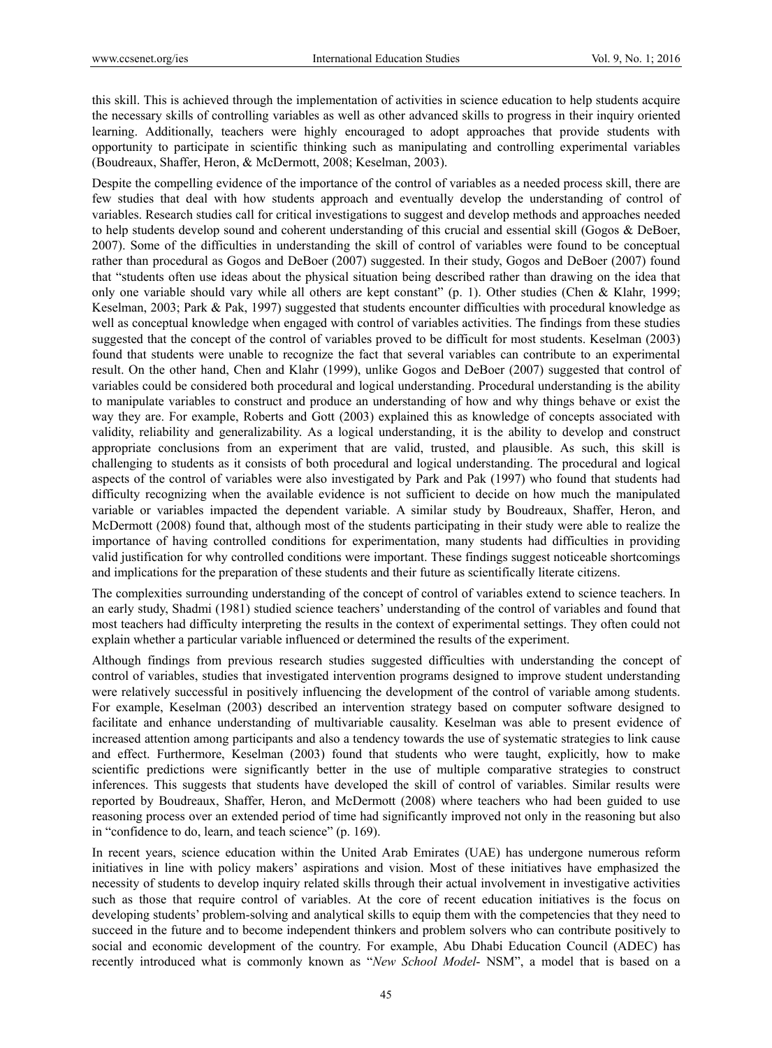this skill. This is achieved through the implementation of activities in science education to help students acquire the necessary skills of controlling variables as well as other advanced skills to progress in their inquiry oriented learning. Additionally, teachers were highly encouraged to adopt approaches that provide students with opportunity to participate in scientific thinking such as manipulating and controlling experimental variables (Boudreaux, Shaffer, Heron, & McDermott, 2008; Keselman, 2003).

Despite the compelling evidence of the importance of the control of variables as a needed process skill, there are few studies that deal with how students approach and eventually develop the understanding of control of variables. Research studies call for critical investigations to suggest and develop methods and approaches needed to help students develop sound and coherent understanding of this crucial and essential skill (Gogos & DeBoer, 2007). Some of the difficulties in understanding the skill of control of variables were found to be conceptual rather than procedural as Gogos and DeBoer (2007) suggested. In their study, Gogos and DeBoer (2007) found that "students often use ideas about the physical situation being described rather than drawing on the idea that only one variable should vary while all others are kept constant" (p. 1). Other studies (Chen & Klahr, 1999; Keselman, 2003; Park & Pak, 1997) suggested that students encounter difficulties with procedural knowledge as well as conceptual knowledge when engaged with control of variables activities. The findings from these studies suggested that the concept of the control of variables proved to be difficult for most students. Keselman (2003) found that students were unable to recognize the fact that several variables can contribute to an experimental result. On the other hand, Chen and Klahr (1999), unlike Gogos and DeBoer (2007) suggested that control of variables could be considered both procedural and logical understanding. Procedural understanding is the ability to manipulate variables to construct and produce an understanding of how and why things behave or exist the way they are. For example, Roberts and Gott (2003) explained this as knowledge of concepts associated with validity, reliability and generalizability. As a logical understanding, it is the ability to develop and construct appropriate conclusions from an experiment that are valid, trusted, and plausible. As such, this skill is challenging to students as it consists of both procedural and logical understanding. The procedural and logical aspects of the control of variables were also investigated by Park and Pak (1997) who found that students had difficulty recognizing when the available evidence is not sufficient to decide on how much the manipulated variable or variables impacted the dependent variable. A similar study by Boudreaux, Shaffer, Heron, and McDermott (2008) found that, although most of the students participating in their study were able to realize the importance of having controlled conditions for experimentation, many students had difficulties in providing valid justification for why controlled conditions were important. These findings suggest noticeable shortcomings and implications for the preparation of these students and their future as scientifically literate citizens.

The complexities surrounding understanding of the concept of control of variables extend to science teachers. In an early study, Shadmi (1981) studied science teachers' understanding of the control of variables and found that most teachers had difficulty interpreting the results in the context of experimental settings. They often could not explain whether a particular variable influenced or determined the results of the experiment.

Although findings from previous research studies suggested difficulties with understanding the concept of control of variables, studies that investigated intervention programs designed to improve student understanding were relatively successful in positively influencing the development of the control of variable among students. For example, Keselman (2003) described an intervention strategy based on computer software designed to facilitate and enhance understanding of multivariable causality. Keselman was able to present evidence of increased attention among participants and also a tendency towards the use of systematic strategies to link cause and effect. Furthermore, Keselman (2003) found that students who were taught, explicitly, how to make scientific predictions were significantly better in the use of multiple comparative strategies to construct inferences. This suggests that students have developed the skill of control of variables. Similar results were reported by Boudreaux, Shaffer, Heron, and McDermott (2008) where teachers who had been guided to use reasoning process over an extended period of time had significantly improved not only in the reasoning but also in "confidence to do, learn, and teach science" (p. 169).

In recent years, science education within the United Arab Emirates (UAE) has undergone numerous reform initiatives in line with policy makers' aspirations and vision. Most of these initiatives have emphasized the necessity of students to develop inquiry related skills through their actual involvement in investigative activities such as those that require control of variables. At the core of recent education initiatives is the focus on developing students' problem-solving and analytical skills to equip them with the competencies that they need to succeed in the future and to become independent thinkers and problem solvers who can contribute positively to social and economic development of the country. For example, Abu Dhabi Education Council (ADEC) has recently introduced what is commonly known as "*New School Model*- NSM", a model that is based on a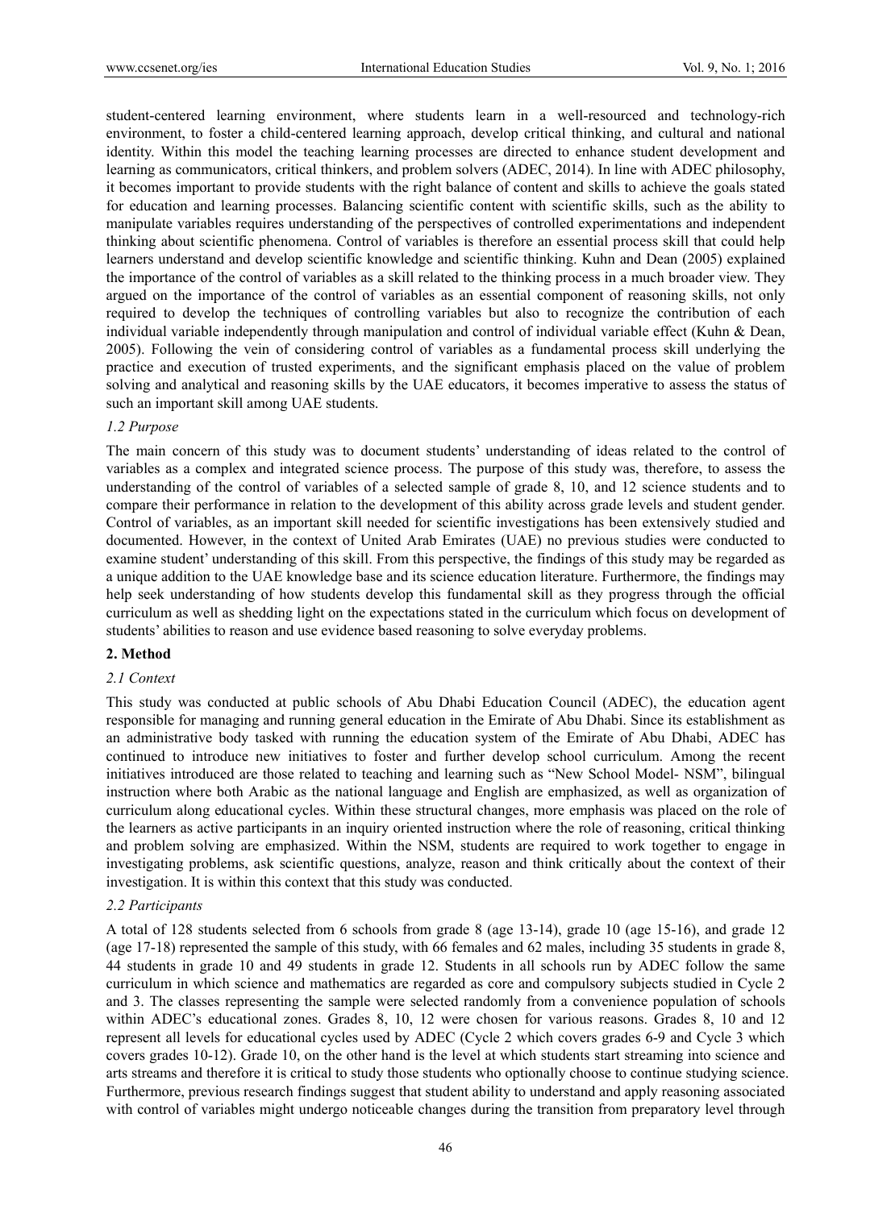student-centered learning environment, where students learn in a well-resourced and technology-rich environment, to foster a child-centered learning approach, develop critical thinking, and cultural and national identity. Within this model the teaching learning processes are directed to enhance student development and learning as communicators, critical thinkers, and problem solvers (ADEC, 2014). In line with ADEC philosophy, it becomes important to provide students with the right balance of content and skills to achieve the goals stated for education and learning processes. Balancing scientific content with scientific skills, such as the ability to manipulate variables requires understanding of the perspectives of controlled experimentations and independent thinking about scientific phenomena. Control of variables is therefore an essential process skill that could help learners understand and develop scientific knowledge and scientific thinking. Kuhn and Dean (2005) explained the importance of the control of variables as a skill related to the thinking process in a much broader view. They argued on the importance of the control of variables as an essential component of reasoning skills, not only required to develop the techniques of controlling variables but also to recognize the contribution of each individual variable independently through manipulation and control of individual variable effect (Kuhn & Dean, 2005). Following the vein of considering control of variables as a fundamental process skill underlying the practice and execution of trusted experiments, and the significant emphasis placed on the value of problem solving and analytical and reasoning skills by the UAE educators, it becomes imperative to assess the status of such an important skill among UAE students.

### *1.2 Purpose*

The main concern of this study was to document students' understanding of ideas related to the control of variables as a complex and integrated science process. The purpose of this study was, therefore, to assess the understanding of the control of variables of a selected sample of grade 8, 10, and 12 science students and to compare their performance in relation to the development of this ability across grade levels and student gender. Control of variables, as an important skill needed for scientific investigations has been extensively studied and documented. However, in the context of United Arab Emirates (UAE) no previous studies were conducted to examine student' understanding of this skill. From this perspective, the findings of this study may be regarded as a unique addition to the UAE knowledge base and its science education literature. Furthermore, the findings may help seek understanding of how students develop this fundamental skill as they progress through the official curriculum as well as shedding light on the expectations stated in the curriculum which focus on development of students' abilities to reason and use evidence based reasoning to solve everyday problems.

## **2. Method**

### *2.1 Context*

This study was conducted at public schools of Abu Dhabi Education Council (ADEC), the education agent responsible for managing and running general education in the Emirate of Abu Dhabi. Since its establishment as an administrative body tasked with running the education system of the Emirate of Abu Dhabi, ADEC has continued to introduce new initiatives to foster and further develop school curriculum. Among the recent initiatives introduced are those related to teaching and learning such as "New School Model- NSM", bilingual instruction where both Arabic as the national language and English are emphasized, as well as organization of curriculum along educational cycles. Within these structural changes, more emphasis was placed on the role of the learners as active participants in an inquiry oriented instruction where the role of reasoning, critical thinking and problem solving are emphasized. Within the NSM, students are required to work together to engage in investigating problems, ask scientific questions, analyze, reason and think critically about the context of their investigation. It is within this context that this study was conducted.

### *2.2 Participants*

A total of 128 students selected from 6 schools from grade 8 (age 13-14), grade 10 (age 15-16), and grade 12 (age 17-18) represented the sample of this study, with 66 females and 62 males, including 35 students in grade 8, 44 students in grade 10 and 49 students in grade 12. Students in all schools run by ADEC follow the same curriculum in which science and mathematics are regarded as core and compulsory subjects studied in Cycle 2 and 3. The classes representing the sample were selected randomly from a convenience population of schools within ADEC's educational zones. Grades 8, 10, 12 were chosen for various reasons. Grades 8, 10 and 12 represent all levels for educational cycles used by ADEC (Cycle 2 which covers grades 6-9 and Cycle 3 which covers grades 10-12). Grade 10, on the other hand is the level at which students start streaming into science and arts streams and therefore it is critical to study those students who optionally choose to continue studying science. Furthermore, previous research findings suggest that student ability to understand and apply reasoning associated with control of variables might undergo noticeable changes during the transition from preparatory level through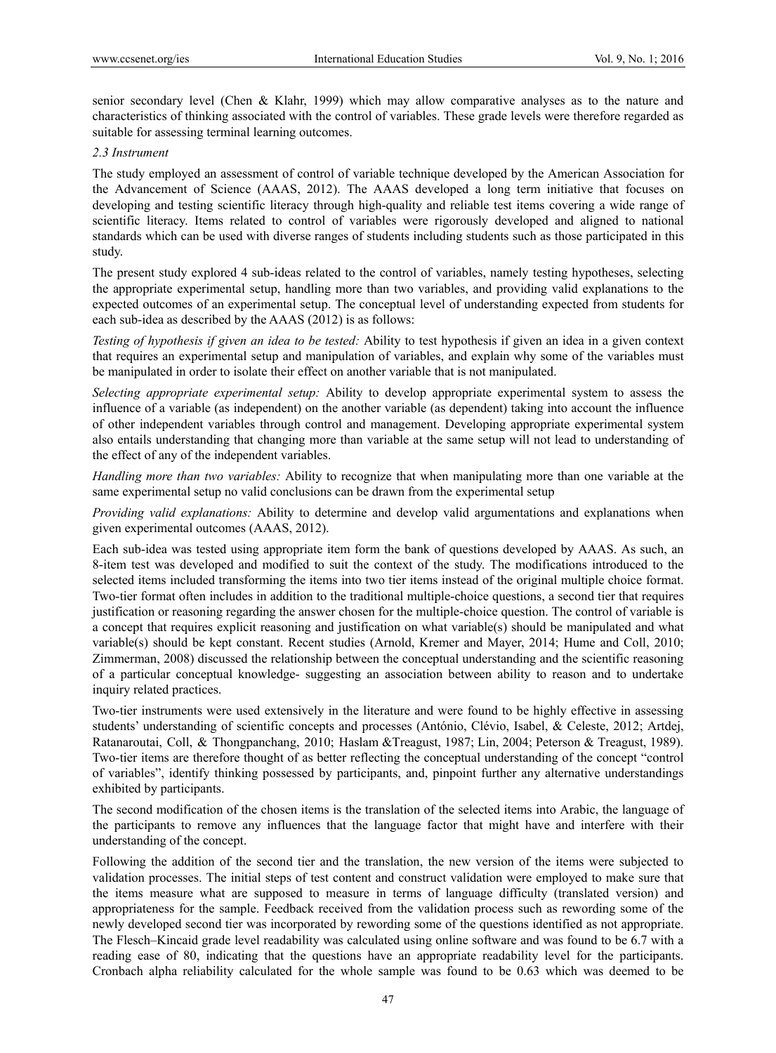senior secondary level (Chen & Klahr, 1999) which may allow comparative analyses as to the nature and characteristics of thinking associated with the control of variables. These grade levels were therefore regarded as suitable for assessing terminal learning outcomes.

### 2.3 Instrument

The study employed an assessment of control of variable technique developed by the American Association for the Advancement of Science (AAAS, 2012). The AAAS developed a long term initiative that focuses on developing and testing scientific literacy through high-quality and reliable test items covering a wide range of scientific literacy. Items related to control of variables were rigorously developed and aligned to national standards which can be used with diverse ranges of students including students such as those participated in this study.

The present study explored 4 sub-ideas related to the control of variables, namely testing hypotheses, selecting the appropriate experimental setup, handling more than two variables, and providing valid explanations to the expected outcomes of an experimental setup. The conceptual level of understanding expected from students for each sub-idea as described by the AAAS (2012) is as follows:

*Testing of hypothesis if given an idea to be tested:* Ability to test hypothesis if given an idea in a given context that requires an experimental setup and manipulation of variables, and explain why some of the variables must be manipulated in order to isolate their effect on another variable that is not manipulated.

*Selecting appropriate experimental setup:* Ability to develop appropriate experimental system to assess the influence of a variable (as independent) on the another variable (as dependent) taking into account the influence of other independent variables through control and management. Developing appropriate experimental system also entails understanding that changing more than variable at the same setup will not lead to understanding of the effect of any of the independent variables.

*Handling more than two variables:* Ability to recognize that when manipulating more than one variable at the same experimental setup no valid conclusions can be drawn from the experimental setup

*Providing valid explanations:* Ability to determine and develop valid argumentations and explanations when given experimental outcomes (AAAS, 2012).

Each sub-idea was tested using appropriate item form the bank of questions developed by AAAS. As such, an 8-item test was developed and modified to suit the context of the study. The modifications introduced to the selected items included transforming the items into two tier items instead of the original multiple choice format. Two-tier format often includes in addition to the traditional multiple-choice questions, a second tier that requires justification or reasoning regarding the answer chosen for the multiple-choice question. The control of variable is a concept that requires explicit reasoning and justification on what variable(s) should be manipulated and what variable(s) should be kept constant. Recent studies (Arnold, Kremer and Mayer, 2014; Hume and Coll, 2010; Zimmerman, 2008) discussed the relationship between the conceptual understanding and the scientific reasoning of a particular conceptual knowledge- suggesting an association between ability to reason and to undertake inquiry related practices.

Two-tier instruments were used extensively in the literature and were found to be highly effective in assessing students' understanding of scientific concepts and processes (António, Clévio, Isabel, & Celeste, 2012; Artdej, Ratanaroutai, Coll, & Thongpanchang, 2010; Haslam &Treagust, 1987; Lin, 2004; Peterson & Treagust, 1989). Two-tier items are therefore thought of as better reflecting the conceptual understanding of the concept "control of variables", identify thinking possessed by participants, and, pinpoint further any alternative understandings exhibited by participants.

The second modification of the chosen items is the translation of the selected items into Arabic, the language of the participants to remove any influences that the language factor that might have and interfere with their understanding of the concept.

Following the addition of the second tier and the translation, the new version of the items were subjected to validation processes. The initial steps of test content and construct validation were employed to make sure that the items measure what are supposed to measure in terms of language difficulty (translated version) and appropriateness for the sample. Feedback received from the validation process such as rewording some of the newly developed second tier was incorporated by rewording some of the questions identified as not appropriate. The Flesch–Kincaid grade level readability was calculated using online software and was found to be 6.7 with a reading ease of 80, indicating that the questions have an appropriate readability level for the participants. Cronbach alpha reliability calculated for the whole sample was found to be 0.63 which was deemed to be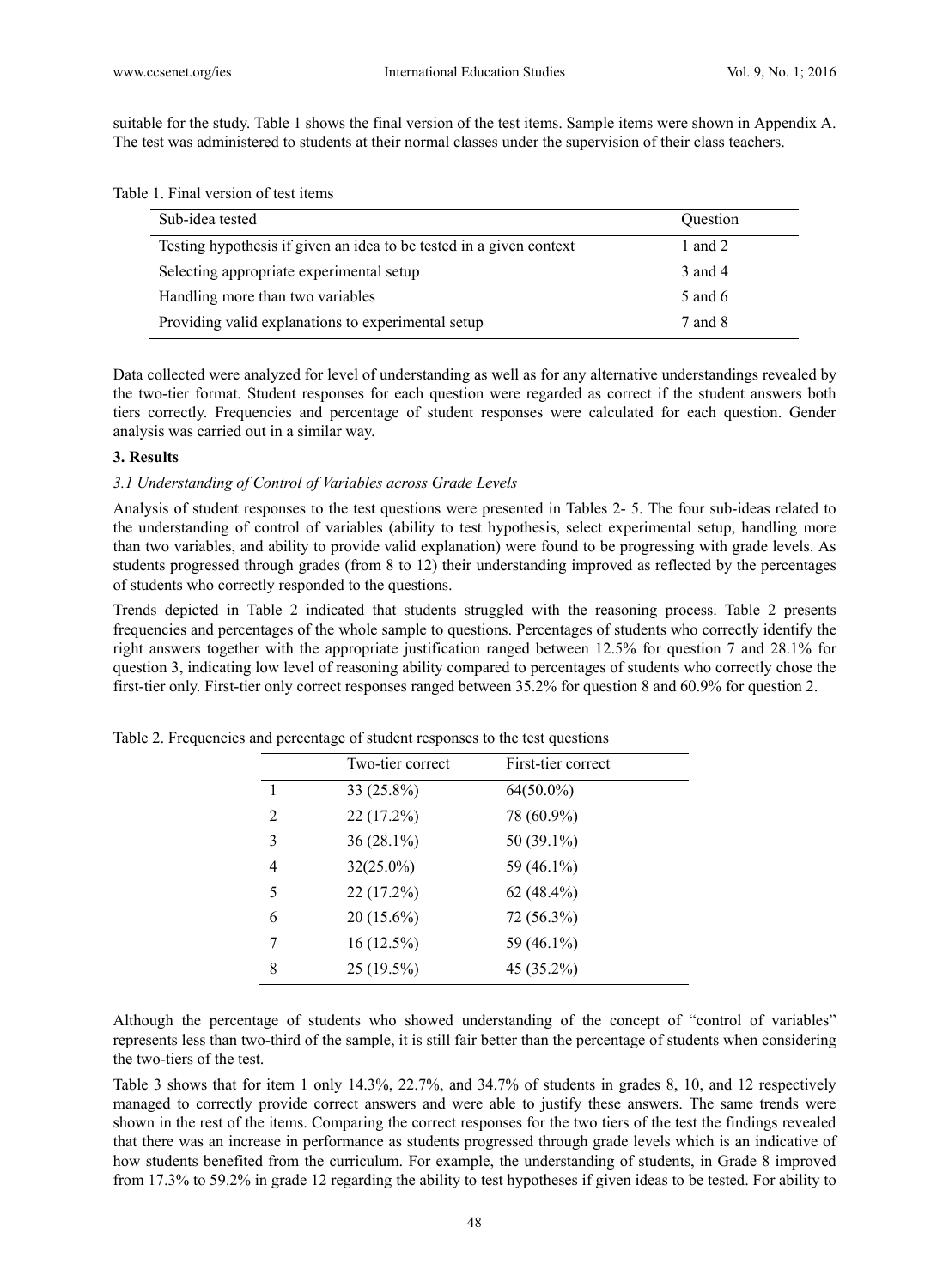suitable for the study. Table 1 shows the final version of the test items. Sample items were shown in Appendix A. The test was administered to students at their normal classes under the supervision of their class teachers.

Table 1. Final version of test items

| Sub-idea tested | Question |
|---|---|
| Testing hypothesis if given an idea to be tested in a given context | 1 and 2 |
| Selecting appropriate experimental setup | 3 and 4 |
| Handling more than two variables | 5 and 6 |
| Providing valid explanations to experimental setup | 7 and 8 |

Data collected were analyzed for level of understanding as well as for any alternative understandings revealed by the two-tier format. Student responses for each question were regarded as correct if the student answers both tiers correctly. Frequencies and percentage of student responses were calculated for each question. Gender analysis was carried out in a similar way.

## 3. Results

### *3.1 Understanding of Control of Variables across Grade Levels*

Analysis of student responses to the test questions were presented in Tables 2- 5. The four sub-ideas related to the understanding of control of variables (ability to test hypothesis, select experimental setup, handling more than two variables, and ability to provide valid explanation) were found to be progressing with grade levels. As students progressed through grades (from 8 to 12) their understanding improved as reflected by the percentages of students who correctly responded to the questions.

Trends depicted in Table 2 indicated that students struggled with the reasoning process. Table 2 presents frequencies and percentages of the whole sample to questions. Percentages of students who correctly identify the right answers together with the appropriate justification ranged between 12.5% for question 7 and 28.1% for question 3, indicating low level of reasoning ability compared to percentages of students who correctly chose the first-tier only. First-tier only correct responses ranged between 35.2% for question 8 and 60.9% for question 2.

Table 2. Frequencies and percentage of student responses to the test questions

| | Two-tier correct | First-tier correct |
|---|---|---|
| 1 | 33 (25.8%) | 64(50.0%) |
| 2 | 22 (17.2%) | 78 (60.9%) |
| 3 | 36 (28.1%) | 50 (39.1%) |
| 4 | 32(25.0%) | 59 (46.1%) |
| 5 | 22 (17.2%) | 62 (48.4%) |
| 6 | 20 (15.6%) | 72 (56.3%) |
| 7 | 16 (12.5%) | 59 (46.1%) |
| 8 | 25 (19.5%) | 45 (35.2%) |

Although the percentage of students who showed understanding of the concept of "control of variables" represents less than two-third of the sample, it is still fair better than the percentage of students when considering the two-tiers of the test.

Table 3 shows that for item 1 only 14.3%, 22.7%, and 34.7% of students in grades 8, 10, and 12 respectively managed to correctly provide correct answers and were able to justify these answers. The same trends were shown in the rest of the items. Comparing the correct responses for the two tiers of the test the findings revealed that there was an increase in performance as students progressed through grade levels which is an indicative of how students benefited from the curriculum. For example, the understanding of students, in Grade 8 improved from 17.3% to 59.2% in grade 12 regarding the ability to test hypotheses if given ideas to be tested. For ability to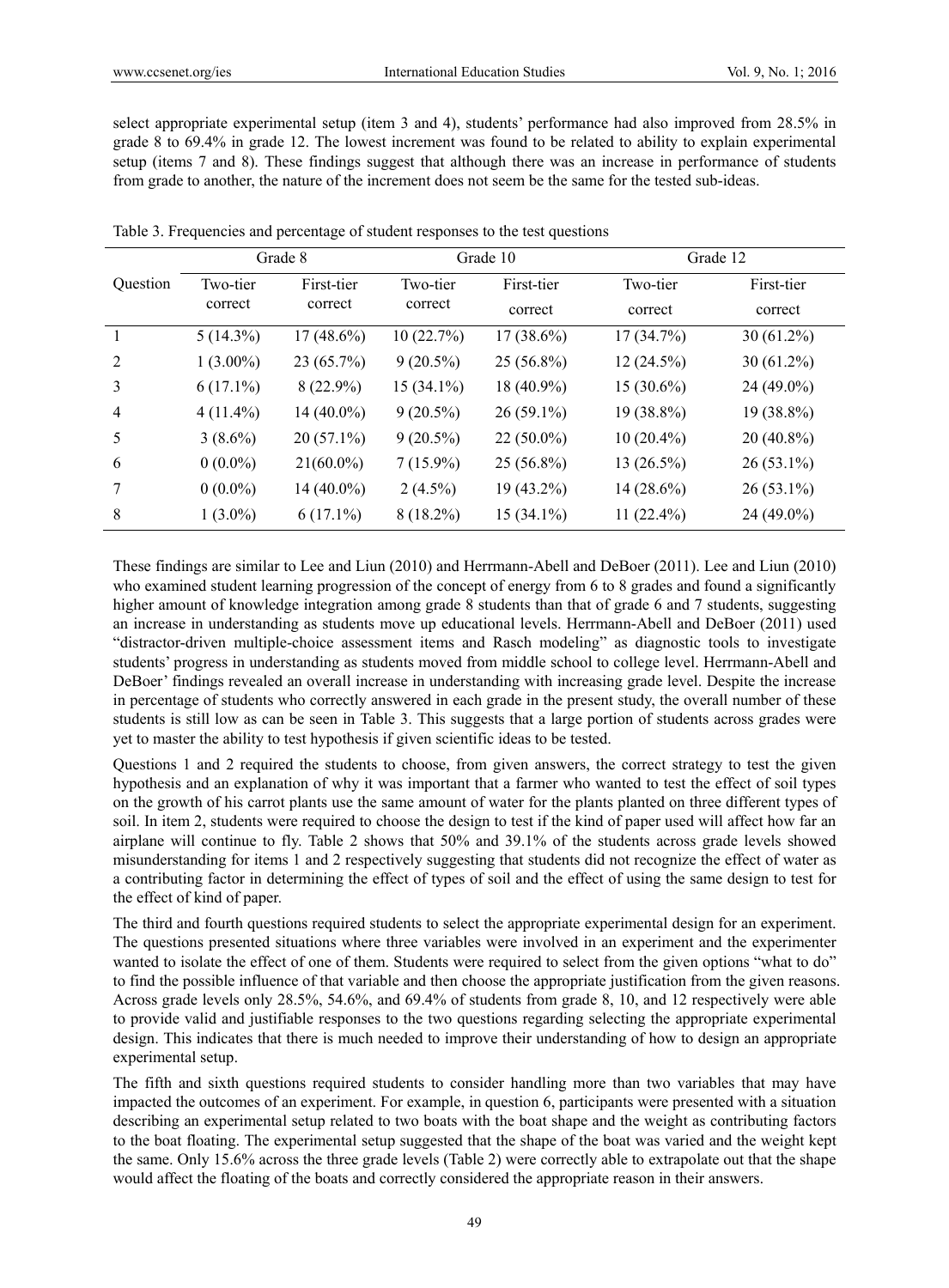select appropriate experimental setup (item 3 and 4), students' performance had also improved from 28.5% in grade 8 to 69.4% in grade 12. The lowest increment was found to be related to ability to explain experimental setup (items 7 and 8). These findings suggest that although there was an increase in performance of students from grade to another, the nature of the increment does not seem be the same for the tested sub-ideas.

Table 3. Frequencies and percentage of student responses to the test questions

| Question | Grade 8 | | Grade 10 | | Grade 12 | |
|---|---|---|---|---|---|---|
| | Two-tier correct | First-tier correct | Two-tier correct | First-tier correct | Two-tier correct | First-tier correct |
| 1 | 5 (14.3%) | 17 (48.6%) | 10 (22.7%) | 17 (38.6%) | 17 (34.7%) | 30 (61.2%) |
| 2 | 1 (3.00%) | 23 (65.7%) | 9 (20.5%) | 25 (56.8%) | 12 (24.5%) | 30 (61.2%) |
| 3 | 6 (17.1%) | 8 (22.9%) | 15 (34.1%) | 18 (40.9%) | 15 (30.6%) | 24 (49.0%) |
| 4 | 4 (11.4%) | 14 (40.0%) | 9 (20.5%) | 26 (59.1%) | 19 (38.8%) | 19 (38.8%) |
| 5 | 3 (8.6%) | 20 (57.1%) | 9 (20.5%) | 22 (50.0%) | 10 (20.4%) | 20 (40.8%) |
| 6 | 0 (0.0%) | 21(60.0%) | 7 (15.9%) | 25 (56.8%) | 13 (26.5%) | 26 (53.1%) |
| 7 | 0 (0.0%) | 14 (40.0%) | 2 (4.5%) | 19 (43.2%) | 14 (28.6%) | 26 (53.1%) |
| 8 | 1 (3.0%) | 6 (17.1%) | 8 (18.2%) | 15 (34.1%) | 11 (22.4%) | 24 (49.0%) |

These findings are similar to Lee and Liun (2010) and Herrmann-Abell and DeBoer (2011). Lee and Liun (2010) who examined student learning progression of the concept of energy from 6 to 8 grades and found a significantly higher amount of knowledge integration among grade 8 students than that of grade 6 and 7 students, suggesting an increase in understanding as students move up educational levels. Herrmann-Abell and DeBoer (2011) used "distractor-driven multiple-choice assessment items and Rasch modeling" as diagnostic tools to investigate students' progress in understanding as students moved from middle school to college level. Herrmann-Abell and DeBoer' findings revealed an overall increase in understanding with increasing grade level. Despite the increase in percentage of students who correctly answered in each grade in the present study, the overall number of these students is still low as can be seen in Table 3. This suggests that a large portion of students across grades were yet to master the ability to test hypothesis if given scientific ideas to be tested.

Questions 1 and 2 required the students to choose, from given answers, the correct strategy to test the given hypothesis and an explanation of why it was important that a farmer who wanted to test the effect of soil types on the growth of his carrot plants use the same amount of water for the plants planted on three different types of soil. In item 2, students were required to choose the design to test if the kind of paper used will affect how far an airplane will continue to fly. Table 2 shows that 50% and 39.1% of the students across grade levels showed misunderstanding for items 1 and 2 respectively suggesting that students did not recognize the effect of water as a contributing factor in determining the effect of types of soil and the effect of using the same design to test for the effect of kind of paper.

The third and fourth questions required students to select the appropriate experimental design for an experiment. The questions presented situations where three variables were involved in an experiment and the experimenter wanted to isolate the effect of one of them. Students were required to select from the given options "what to do" to find the possible influence of that variable and then choose the appropriate justification from the given reasons. Across grade levels only 28.5%, 54.6%, and 69.4% of students from grade 8, 10, and 12 respectively were able to provide valid and justifiable responses to the two questions regarding selecting the appropriate experimental design. This indicates that there is much needed to improve their understanding of how to design an appropriate experimental setup.

The fifth and sixth questions required students to consider handling more than two variables that may have impacted the outcomes of an experiment. For example, in question 6, participants were presented with a situation describing an experimental setup related to two boats with the boat shape and the weight as contributing factors to the boat floating. The experimental setup suggested that the shape of the boat was varied and the weight kept the same. Only 15.6% across the three grade levels (Table 2) were correctly able to extrapolate out that the shape would affect the floating of the boats and correctly considered the appropriate reason in their answers.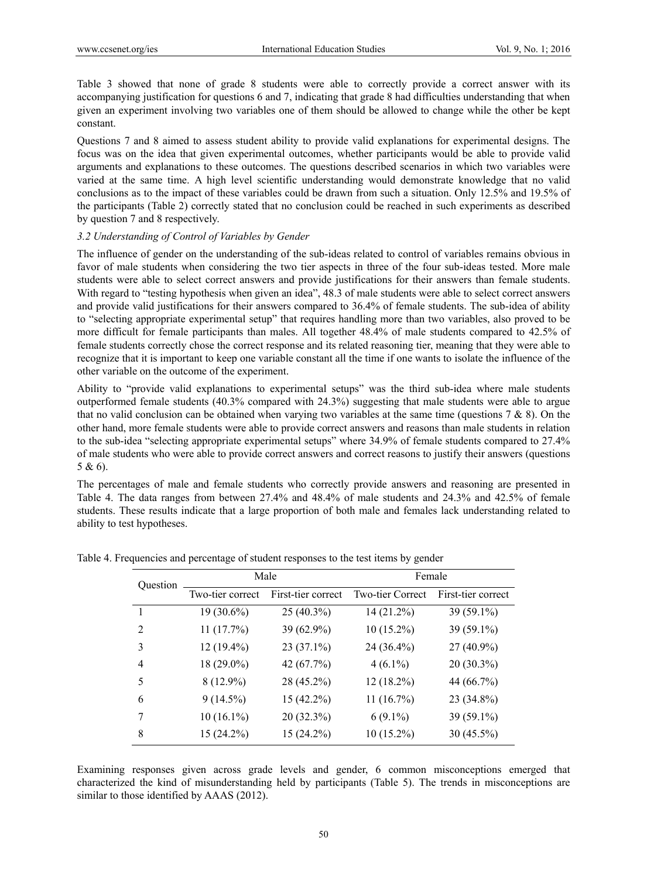Table 3 showed that none of grade 8 students were able to correctly provide a correct answer with its accompanying justification for questions 6 and 7, indicating that grade 8 had difficulties understanding that when given an experiment involving two variables one of them should be allowed to change while the other be kept constant.

Questions 7 and 8 aimed to assess student ability to provide valid explanations for experimental designs. The focus was on the idea that given experimental outcomes, whether participants would be able to provide valid arguments and explanations to these outcomes. The questions described scenarios in which two variables were varied at the same time. A high level scientific understanding would demonstrate knowledge that no valid conclusions as to the impact of these variables could be drawn from such a situation. Only 12.5% and 19.5% of the participants (Table 2) correctly stated that no conclusion could be reached in such experiments as described by question 7 and 8 respectively.

### *3.2 Understanding of Control of Variables by Gender*

The influence of gender on the understanding of the sub-ideas related to control of variables remains obvious in favor of male students when considering the two tier aspects in three of the four sub-ideas tested. More male students were able to select correct answers and provide justifications for their answers than female students. With regard to "testing hypothesis when given an idea", 48.3 of male students were able to select correct answers and provide valid justifications for their answers compared to 36.4% of female students. The sub-idea of ability to "selecting appropriate experimental setup" that requires handling more than two variables, also proved to be more difficult for female participants than males. All together 48.4% of male students compared to 42.5% of female students correctly chose the correct response and its related reasoning tier, meaning that they were able to recognize that it is important to keep one variable constant all the time if one wants to isolate the influence of the other variable on the outcome of the experiment.

Ability to "provide valid explanations to experimental setups" was the third sub-idea where male students outperformed female students (40.3% compared with 24.3%) suggesting that male students were able to argue that no valid conclusion can be obtained when varying two variables at the same time (questions 7 & 8). On the other hand, more female students were able to provide correct answers and reasons than male students in relation to the sub-idea "selecting appropriate experimental setups" where 34.9% of female students compared to 27.4% of male students who were able to provide correct answers and correct reasons to justify their answers (questions 5 & 6).

The percentages of male and female students who correctly provide answers and reasoning are presented in Table 4. The data ranges from between 27.4% and 48.4% of male students and 24.3% and 42.5% of female students. These results indicate that a large proportion of both male and females lack understanding related to ability to test hypotheses.

Table 4. Frequencies and percentage of student responses to the test items by gender

| Question | Male | | Female | |
|---|---|---|---|---|
| | Two-tier correct | First-tier correct | Two-tier Correct | First-tier correct |
| 1 | 19 (30.6%) | 25 (40.3%) | 14 (21.2%) | 39 (59.1%) |
| 2 | 11 (17.7%) | 39 (62.9%) | 10 (15.2%) | 39 (59.1%) |
| 3 | 12 (19.4%) | 23 (37.1%) | 24 (36.4%) | 27 (40.9%) |
| 4 | 18 (29.0%) | 42 (67.7%) | 4 (6.1%) | 20 (30.3%) |
| 5 | 8 (12.9%) | 28 (45.2%) | 12 (18.2%) | 44 (66.7%) |
| 6 | 9 (14.5%) | 15 (42.2%) | 11 (16.7%) | 23 (34.8%) |
| 7 | 10 (16.1%) | 20 (32.3%) | 6 (9.1%) | 39 (59.1%) |
| 8 | 15 (24.2%) | 15 (24.2%) | 10 (15.2%) | 30 (45.5%) |

Examining responses given across grade levels and gender, 6 common misconceptions emerged that characterized the kind of misunderstanding held by participants (Table 5). The trends in misconceptions are similar to those identified by AAAS (2012).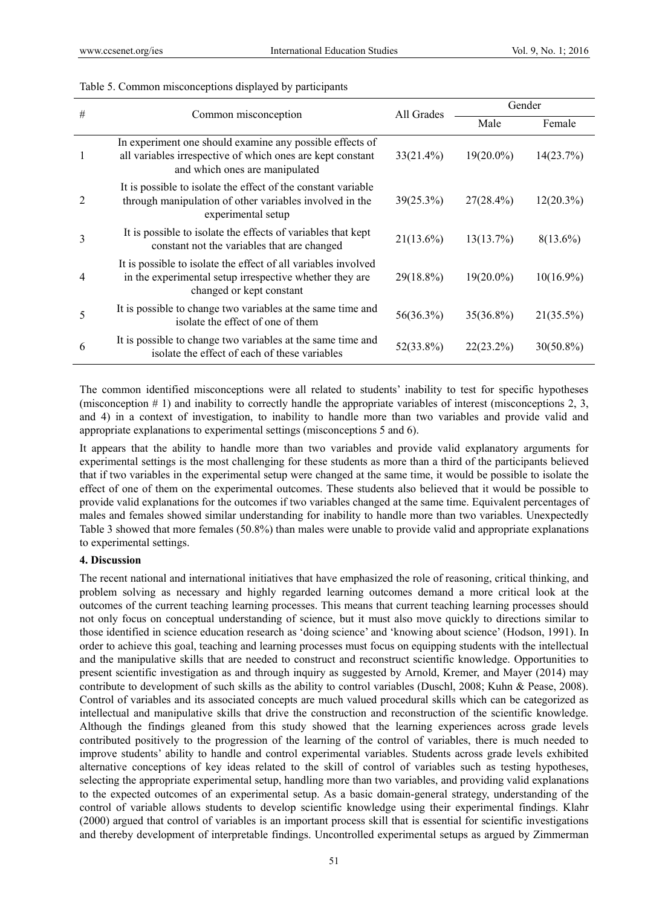Table 5. Common misconceptions displayed by participants

| # | Common misconception | All Grades | Gender | |
|---|---|---|---|---|
| | | | Male | Female |
| 1 | In experiment one should examine any possible effects of all variables irrespective of which ones are kept constant and which ones are manipulated | 33(21.4%) | 19(20.0%) | 14(23.7%) |
| 2 | It is possible to isolate the effect of the constant variable through manipulation of other variables involved in the experimental setup | 39(25.3%) | 27(28.4%) | 12(20.3%) |
| 3 | It is possible to isolate the effects of variables that kept constant not the variables that are changed | 21(13.6%) | 13(13.7%) | 8(13.6%) |
| 4 | It is possible to isolate the effect of all variables involved in the experimental setup irrespective whether they are changed or kept constant | 29(18.8%) | 19(20.0%) | 10(16.9%) |
| 5 | It is possible to change two variables at the same time and isolate the effect of one of them | 56(36.3%) | 35(36.8%) | 21(35.5%) |
| 6 | It is possible to change two variables at the same time and isolate the effect of each of these variables | 52(33.8%) | 22(23.2%) | 30(50.8%) |

The common identified misconceptions were all related to students' inability to test for specific hypotheses (misconception # 1) and inability to correctly handle the appropriate variables of interest (misconceptions 2, 3, and 4) in a context of investigation, to inability to handle more than two variables and provide valid and appropriate explanations to experimental settings (misconceptions 5 and 6).

It appears that the ability to handle more than two variables and provide valid explanatory arguments for experimental settings is the most challenging for these students as more than a third of the participants believed that if two variables in the experimental setup were changed at the same time, it would be possible to isolate the effect of one of them on the experimental outcomes. These students also believed that it would be possible to provide valid explanations for the outcomes if two variables changed at the same time. Equivalent percentages of males and females showed similar understanding for inability to handle more than two variables. Unexpectedly Table 3 showed that more females (50.8%) than males were unable to provide valid and appropriate explanations to experimental settings.

## 4. Discussion

The recent national and international initiatives that have emphasized the role of reasoning, critical thinking, and problem solving as necessary and highly regarded learning outcomes demand a more critical look at the outcomes of the current teaching learning processes. This means that current teaching learning processes should not only focus on conceptual understanding of science, but it must also move quickly to directions similar to those identified in science education research as 'doing science' and 'knowing about science' (Hodson, 1991). In order to achieve this goal, teaching and learning processes must focus on equipping students with the intellectual and the manipulative skills that are needed to construct and reconstruct scientific knowledge. Opportunities to present scientific investigation as and through inquiry as suggested by Arnold, Kremer, and Mayer (2014) may contribute to development of such skills as the ability to control variables (Duschl, 2008; Kuhn & Pease, 2008). Control of variables and its associated concepts are much valued procedural skills which can be categorized as intellectual and manipulative skills that drive the construction and reconstruction of the scientific knowledge. Although the findings gleaned from this study showed that the learning experiences across grade levels contributed positively to the progression of the learning of the control of variables, there is much needed to improve students' ability to handle and control experimental variables. Students across grade levels exhibited alternative conceptions of key ideas related to the skill of control of variables such as testing hypotheses, selecting the appropriate experimental setup, handling more than two variables, and providing valid explanations to the expected outcomes of an experimental setup. As a basic domain-general strategy, understanding of the control of variable allows students to develop scientific knowledge using their experimental findings. Klahr (2000) argued that control of variables is an important process skill that is essential for scientific investigations and thereby development of interpretable findings. Uncontrolled experimental setups as argued by Zimmerman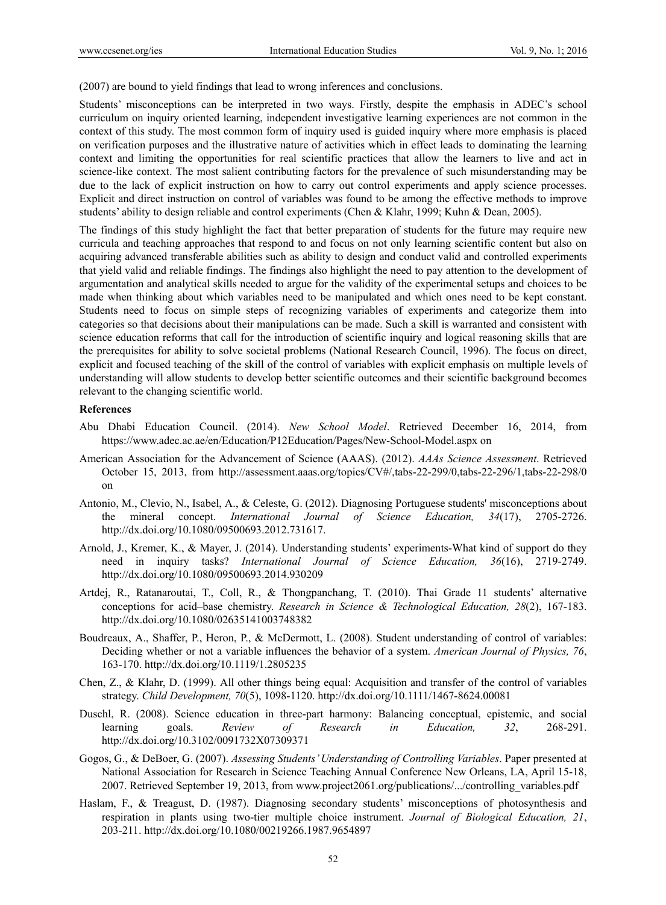(2007) are bound to yield findings that lead to wrong inferences and conclusions.

Students' misconceptions can be interpreted in two ways. Firstly, despite the emphasis in ADEC's school curriculum on inquiry oriented learning, independent investigative learning experiences are not common in the context of this study. The most common form of inquiry used is guided inquiry where more emphasis is placed on verification purposes and the illustrative nature of activities which in effect leads to dominating the learning context and limiting the opportunities for real scientific practices that allow the learners to live and act in science-like context. The most salient contributing factors for the prevalence of such misunderstanding may be due to the lack of explicit instruction on how to carry out control experiments and apply science processes. Explicit and direct instruction on control of variables was found to be among the effective methods to improve students' ability to design reliable and control experiments (Chen & Klahr, 1999; Kuhn & Dean, 2005).

The findings of this study highlight the fact that better preparation of students for the future may require new curricula and teaching approaches that respond to and focus on not only learning scientific content but also on acquiring advanced transferable abilities such as ability to design and conduct valid and controlled experiments that yield valid and reliable findings. The findings also highlight the need to pay attention to the development of argumentation and analytical skills needed to argue for the validity of the experimental setups and choices to be made when thinking about which variables need to be manipulated and which ones need to be kept constant. Students need to focus on simple steps of recognizing variables of experiments and categorize them into categories so that decisions about their manipulations can be made. Such a skill is warranted and consistent with science education reforms that call for the introduction of scientific inquiry and logical reasoning skills that are the prerequisites for ability to solve societal problems (National Research Council, 1996). The focus on direct, explicit and focused teaching of the skill of the control of variables with explicit emphasis on multiple levels of understanding will allow students to develop better scientific outcomes and their scientific background becomes relevant to the changing scientific world.

## References

Abu Dhabi Education Council. (2014). *New School Model*. Retrieved December 16, 2014, from https://www.adec.ac.ae/en/Education/P12Education/Pages/New-School-Model.aspx on

American Association for the Advancement of Science (AAAS). (2012). *AAAs Science Assessment*. Retrieved October 15, 2013, from http://assessment.aaas.org/topics/CV#/,tabs-22-299/0,tabs-22-296/1,tabs-22-298/0 on

Antonio, M., Clevio, N., Isabel, A., & Celeste, G. (2012). Diagnosing Portuguese students' misconceptions about the mineral concept. *International Journal of Science Education, 34*(17), 2705-2726. http://dx.doi.org/10.1080/09500693.2012.731617.

Arnold, J., Kremer, K., & Mayer, J. (2014). Understanding students' experiments-What kind of support do they need in inquiry tasks? *International Journal of Science Education, 36*(16), 2719-2749. http://dx.doi.org/10.1080/09500693.2014.930209

Artdej, R., Ratanaroutai, T., Coll, R., & Thongpanchang, T. (2010). Thai Grade 11 students' alternative conceptions for acid–base chemistry. *Research in Science & Technological Education, 28*(2), 167-183. http://dx.doi.org/10.1080/02635141003748382

Boudreaux, A., Shaffer, P., Heron, P., & McDermott, L. (2008). Student understanding of control of variables: Deciding whether or not a variable influences the behavior of a system. *American Journal of Physics, 76*, 163-170. http://dx.doi.org/10.1119/1.2805235

Chen, Z., & Klahr, D. (1999). All other things being equal: Acquisition and transfer of the control of variables strategy. *Child Development, 70*(5), 1098-1120. http://dx.doi.org/10.1111/1467-8624.00081

Duschl, R. (2008). Science education in three-part harmony: Balancing conceptual, epistemic, and social learning goals. *Review of Research in Education, 32*, 268-291. http://dx.doi.org/10.3102/0091732X07309371

Gogos, G., & DeBoer, G. (2007). *Assessing Students' Understanding of Controlling Variables*. Paper presented at National Association for Research in Science Teaching Annual Conference New Orleans, LA, April 15-18, 2007. Retrieved September 19, 2013, from www.project2061.org/publications/.../controlling_variables.pdf

Haslam, F., & Treagust, D. (1987). Diagnosing secondary students' misconceptions of photosynthesis and respiration in plants using two-tier multiple choice instrument. *Journal of Biological Education, 21*, 203-211. http://dx.doi.org/10.1080/00219266.1987.9654897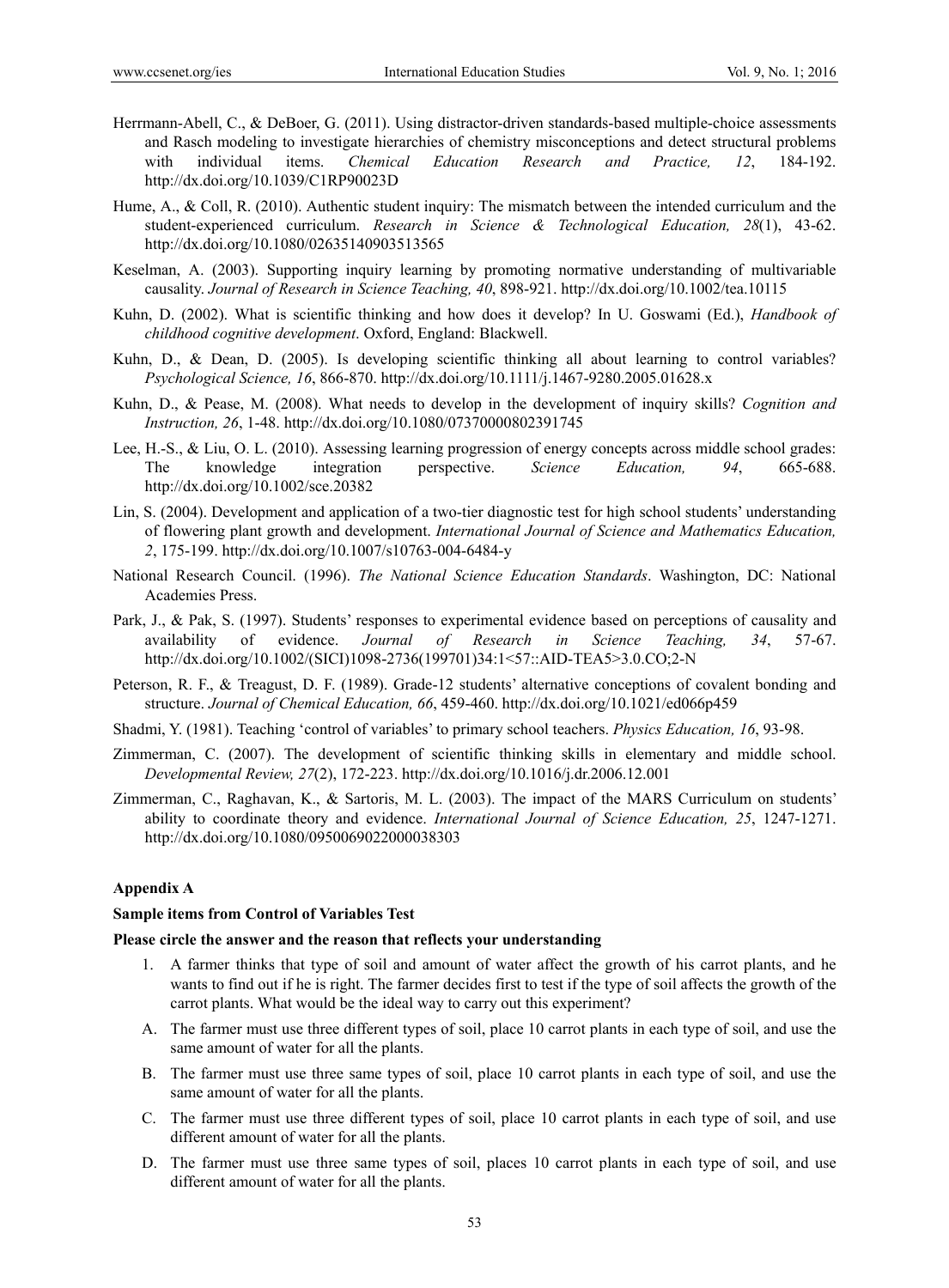Herrmann-Abell, C., & DeBoer, G. (2011). Using distractor-driven standards-based multiple-choice assessments and Rasch modeling to investigate hierarchies of chemistry misconceptions and detect structural problems with individual items. *Chemical Education Research and Practice, 12*, 184-192. http://dx.doi.org/10.1039/C1RP90023D

Hume, A., & Coll, R. (2010). Authentic student inquiry: The mismatch between the intended curriculum and the student-experienced curriculum. *Research in Science & Technological Education, 28*(1), 43-62. http://dx.doi.org/10.1080/02635140903513565

Keselman, A. (2003). Supporting inquiry learning by promoting normative understanding of multivariable causality. *Journal of Research in Science Teaching, 40*, 898-921. http://dx.doi.org/10.1002/tea.10115

Kuhn, D. (2002). What is scientific thinking and how does it develop? In U. Goswami (Ed.), *Handbook of childhood cognitive development*. Oxford, England: Blackwell.

Kuhn, D., & Dean, D. (2005). Is developing scientific thinking all about learning to control variables? *Psychological Science, 16*, 866-870. http://dx.doi.org/10.1111/j.1467-9280.2005.01628.x

Kuhn, D., & Pease, M. (2008). What needs to develop in the development of inquiry skills? *Cognition and Instruction, 26*, 1-48. http://dx.doi.org/10.1080/07370000802391745

Lee, H.-S., & Liu, O. L. (2010). Assessing learning progression of energy concepts across middle school grades: The knowledge integration perspective. *Science Education, 94*, 665-688. http://dx.doi.org/10.1002/sce.20382

Lin, S. (2004). Development and application of a two-tier diagnostic test for high school students' understanding of flowering plant growth and development. *International Journal of Science and Mathematics Education, 2*, 175-199. http://dx.doi.org/10.1007/s10763-004-6484-y

National Research Council. (1996). *The National Science Education Standards*. Washington, DC: National Academies Press.

Park, J., & Pak, S. (1997). Students' responses to experimental evidence based on perceptions of causality and availability of evidence. *Journal of Research in Science Teaching, 34*, 57-67. http://dx.doi.org/10.1002/(SICI)1098-2736(199701)34:1<57::AID-TEA5>3.0.CO;2-N

Peterson, R. F., & Treagust, D. F. (1989). Grade-12 students' alternative conceptions of covalent bonding and structure. *Journal of Chemical Education, 66*, 459-460. http://dx.doi.org/10.1021/ed066p459

Shadmi, Y. (1981). Teaching 'control of variables' to primary school teachers. *Physics Education, 16*, 93-98.

Zimmerman, C. (2007). The development of scientific thinking skills in elementary and middle school. *Developmental Review, 27*(2), 172-223. http://dx.doi.org/10.1016/j.dr.2006.12.001

Zimmerman, C., Raghavan, K., & Sartoris, M. L. (2003). The impact of the MARS Curriculum on students' ability to coordinate theory and evidence. *International Journal of Science Education, 25*, 1247-1271. http://dx.doi.org/10.1080/0950069022000038303

## Appendix A

### Sample items from Control of Variables Test

**Please circle the answer and the reason that reflects your understanding**

1. A farmer thinks that type of soil and amount of water affect the growth of his carrot plants, and he wants to find out if he is right. The farmer decides first to test if the type of soil affects the growth of the carrot plants. What would be the ideal way to carry out this experiment?

A. The farmer must use three different types of soil, place 10 carrot plants in each type of soil, and use the same amount of water for all the plants.

B. The farmer must use three same types of soil, place 10 carrot plants in each type of soil, and use the same amount of water for all the plants.

C. The farmer must use three different types of soil, place 10 carrot plants in each type of soil, and use different amount of water for all the plants.

D. The farmer must use three same types of soil, places 10 carrot plants in each type of soil, and use different amount of water for all the plants.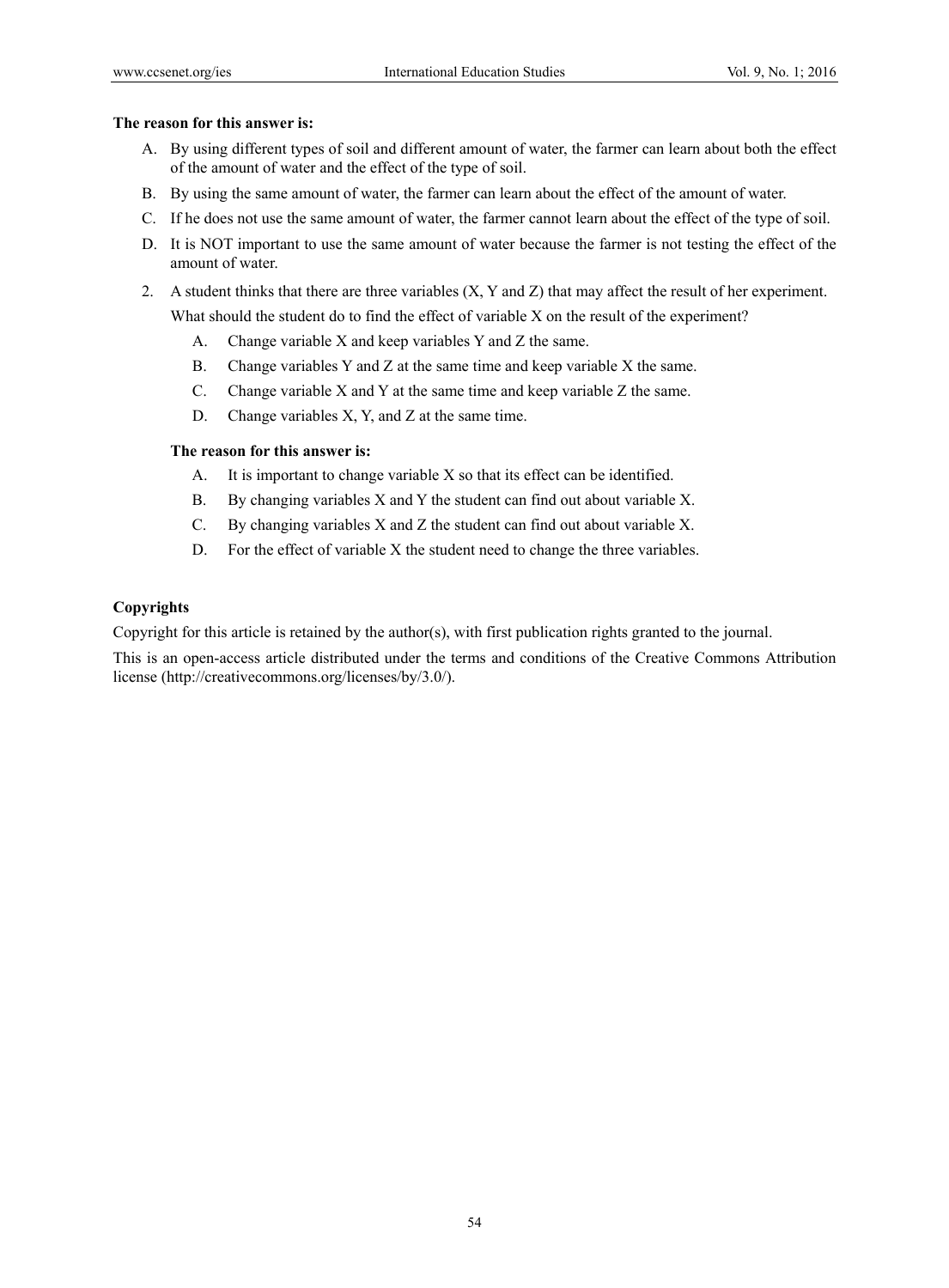**The reason for this answer is:**

A. By using different types of soil and different amount of water, the farmer can learn about both the effect of the amount of water and the effect of the type of soil.

B. By using the same amount of water, the farmer can learn about the effect of the amount of water.

C. If he does not use the same amount of water, the farmer cannot learn about the effect of the type of soil.

D. It is NOT important to use the same amount of water because the farmer is not testing the effect of the amount of water.

2. A student thinks that there are three variables (X, Y and Z) that may affect the result of her experiment. What should the student do to find the effect of variable X on the result of the experiment?

    A. Change variable X and keep variables Y and Z the same.

    B. Change variables Y and Z at the same time and keep variable X the same.

    C. Change variable X and Y at the same time and keep variable Z the same.

    D. Change variables X, Y, and Z at the same time.

    **The reason for this answer is:**

    A. It is important to change variable X so that its effect can be identified.

    B. By changing variables X and Y the student can find out about variable X.

    C. By changing variables X and Z the student can find out about variable X.

    D. For the effect of variable X the student need to change the three variables.

## Copyrights

Copyright for this article is retained by the author(s), with first publication rights granted to the journal.

This is an open-access article distributed under the terms and conditions of the Creative Commons Attribution license (http://creativecommons.org/licenses/by/3.0/).